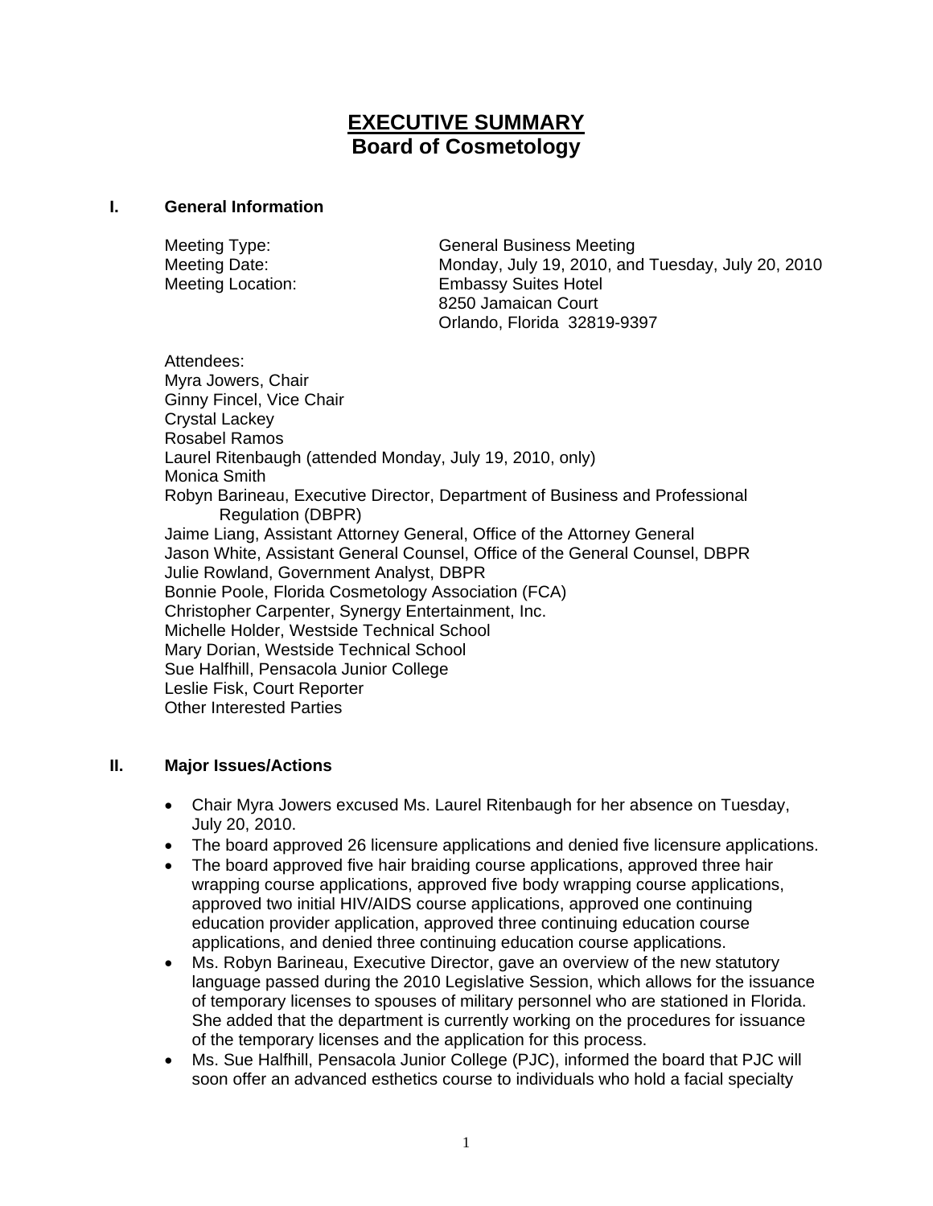# EXECUTIVE SUMMARY
## Board of Cosmetology

### I. General Information

Meeting Type: General Business Meeting
Meeting Date: Monday, July 19, 2010, and Tuesday, July 20, 2010
Meeting Location: Embassy Suites Hotel
8250 Jamaican Court
Orlando, Florida 32819-9397

Attendees:
Myra Jowers, Chair
Ginny Fincel, Vice Chair
Crystal Lackey
Rosabel Ramos
Laurel Ritenbaugh (attended Monday, July 19, 2010, only)
Monica Smith
Robyn Barineau, Executive Director, Department of Business and Professional Regulation (DBPR)
Jaime Liang, Assistant Attorney General, Office of the Attorney General
Jason White, Assistant General Counsel, Office of the General Counsel, DBPR
Julie Rowland, Government Analyst, DBPR
Bonnie Poole, Florida Cosmetology Association (FCA)
Christopher Carpenter, Synergy Entertainment, Inc.
Michelle Holder, Westside Technical School
Mary Dorian, Westside Technical School
Sue Halfhill, Pensacola Junior College
Leslie Fisk, Court Reporter
Other Interested Parties

### II. Major Issues/Actions

- Chair Myra Jowers excused Ms. Laurel Ritenbaugh for her absence on Tuesday, July 20, 2010.
- The board approved 26 licensure applications and denied five licensure applications.
- The board approved five hair braiding course applications, approved three hair wrapping course applications, approved five body wrapping course applications, approved two initial HIV/AIDS course applications, approved one continuing education provider application, approved three continuing education course applications, and denied three continuing education course applications.
- Ms. Robyn Barineau, Executive Director, gave an overview of the new statutory language passed during the 2010 Legislative Session, which allows for the issuance of temporary licenses to spouses of military personnel who are stationed in Florida. She added that the department is currently working on the procedures for issuance of the temporary licenses and the application for this process.
- Ms. Sue Halfhill, Pensacola Junior College (PJC), informed the board that PJC will soon offer an advanced esthetics course to individuals who hold a facial specialty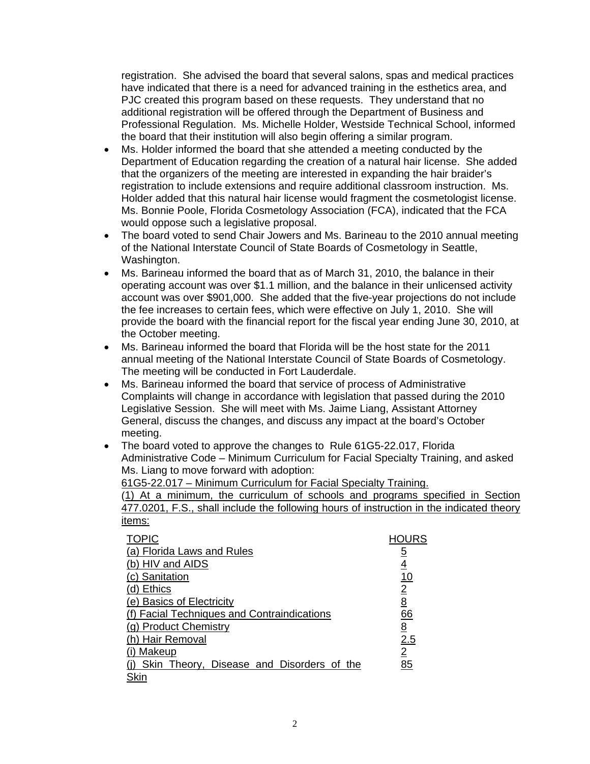registration. She advised the board that several salons, spas and medical practices have indicated that there is a need for advanced training in the esthetics area, and PJC created this program based on these requests. They understand that no additional registration will be offered through the Department of Business and Professional Regulation. Ms. Michelle Holder, Westside Technical School, informed the board that their institution will also begin offering a similar program.

- Ms. Holder informed the board that she attended a meeting conducted by the Department of Education regarding the creation of a natural hair license. She added that the organizers of the meeting are interested in expanding the hair braider's registration to include extensions and require additional classroom instruction. Ms. Holder added that this natural hair license would fragment the cosmetologist license. Ms. Bonnie Poole, Florida Cosmetology Association (FCA), indicated that the FCA would oppose such a legislative proposal.
- The board voted to send Chair Jowers and Ms. Barineau to the 2010 annual meeting of the National Interstate Council of State Boards of Cosmetology in Seattle, Washington.
- Ms. Barineau informed the board that as of March 31, 2010, the balance in their operating account was over $1.1 million, and the balance in their unlicensed activity account was over $901,000. She added that the five-year projections do not include the fee increases to certain fees, which were effective on July 1, 2010. She will provide the board with the financial report for the fiscal year ending June 30, 2010, at the October meeting.
- Ms. Barineau informed the board that Florida will be the host state for the 2011 annual meeting of the National Interstate Council of State Boards of Cosmetology. The meeting will be conducted in Fort Lauderdale.
- Ms. Barineau informed the board that service of process of Administrative Complaints will change in accordance with legislation that passed during the 2010 Legislative Session. She will meet with Ms. Jaime Liang, Assistant Attorney General, discuss the changes, and discuss any impact at the board's October meeting.
- The board voted to approve the changes to Rule 61G5-22.017, Florida Administrative Code – Minimum Curriculum for Facial Specialty Training, and asked Ms. Liang to move forward with adoption:

  <u>61G5-22.017 – Minimum Curriculum for Facial Specialty Training.</u>

  <u>(1) At a minimum, the curriculum of schools and programs specified in Section 477.0201, F.S., shall include the following hours of instruction in the indicated theory items:</u>

| TOPIC | HOURS |
|---|---|
| (a) Florida Laws and Rules | 5 |
| (b) HIV and AIDS | 4 |
| (c) Sanitation | 10 |
| (d) Ethics | 2 |
| (e) Basics of Electricity | 8 |
| (f) Facial Techniques and Contraindications | 66 |
| (g) Product Chemistry | 8 |
| (h) Hair Removal | 2.5 |
| (i) Makeup | 2 |
| (j) Skin Theory, Disease and Disorders of the Skin | 85 |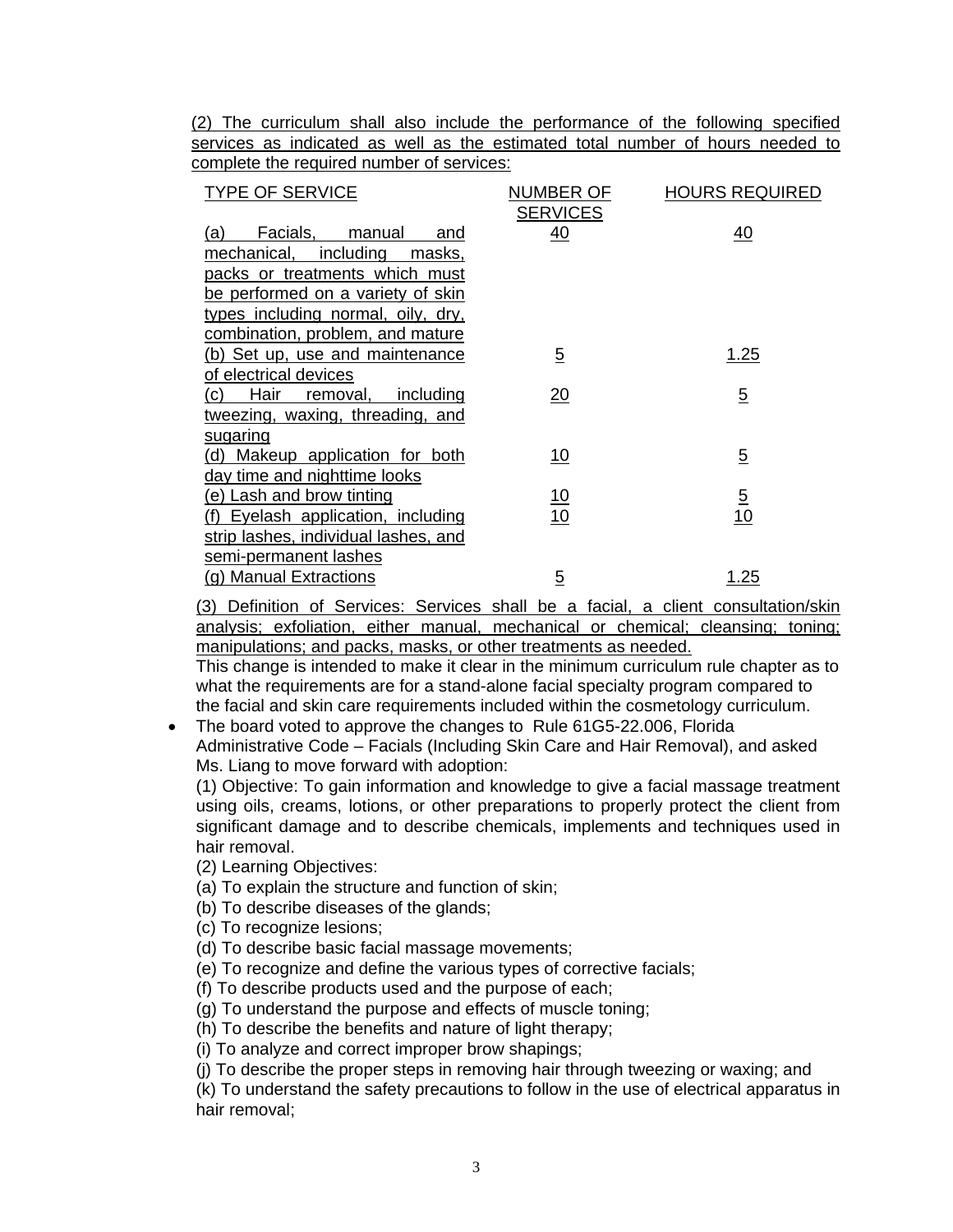(2) The curriculum shall also include the performance of the following specified services as indicated as well as the estimated total number of hours needed to complete the required number of services:

| TYPE OF SERVICE | NUMBER OF SERVICES | HOURS REQUIRED |
|---|---|---|
| (a) Facials, manual and mechanical, including masks, packs or treatments which must be performed on a variety of skin types including normal, oily, dry, combination, problem, and mature | 40 | 40 |
| (b) Set up, use and maintenance of electrical devices | 5 | 1.25 |
| (c) Hair removal, including tweezing, waxing, threading, and sugaring | 20 | 5 |
| (d) Makeup application for both day time and nighttime looks | 10 | 5 |
| (e) Lash and brow tinting | 10 | 5 |
| (f) Eyelash application, including strip lashes, individual lashes, and semi-permanent lashes | 10 | 10 |
| (g) Manual Extractions | 5 | 1.25 |

(3) Definition of Services: Services shall be a facial, a client consultation/skin analysis; exfoliation, either manual, mechanical or chemical; cleansing; toning; manipulations; and packs, masks, or other treatments as needed.

This change is intended to make it clear in the minimum curriculum rule chapter as to what the requirements are for a stand-alone facial specialty program compared to the facial and skin care requirements included within the cosmetology curriculum.

- The board voted to approve the changes to Rule 61G5-22.006, Florida Administrative Code – Facials (Including Skin Care and Hair Removal), and asked Ms. Liang to move forward with adoption:

  (1) Objective: To gain information and knowledge to give a facial massage treatment using oils, creams, lotions, or other preparations to properly protect the client from significant damage and to describe chemicals, implements and techniques used in hair removal.

  (2) Learning Objectives:

  (a) To explain the structure and function of skin;

  (b) To describe diseases of the glands;

  (c) To recognize lesions;

  (d) To describe basic facial massage movements;

  (e) To recognize and define the various types of corrective facials;

  (f) To describe products used and the purpose of each;

  (g) To understand the purpose and effects of muscle toning;

  (h) To describe the benefits and nature of light therapy;

  (i) To analyze and correct improper brow shapings;

  (j) To describe the proper steps in removing hair through tweezing or waxing; and

  (k) To understand the safety precautions to follow in the use of electrical apparatus in hair removal;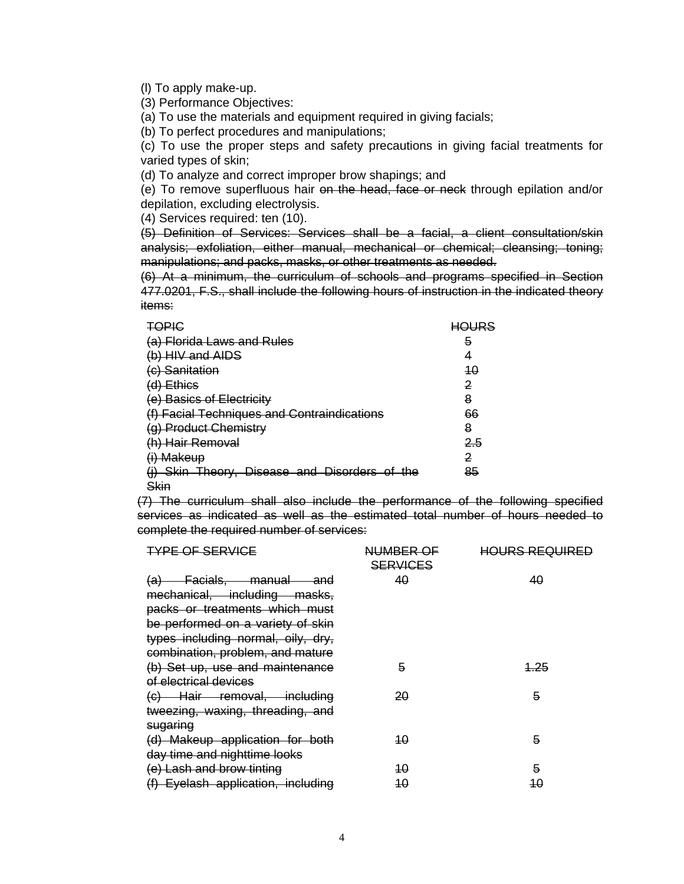(l) To apply make-up.

(3) Performance Objectives:

(a) To use the materials and equipment required in giving facials;

(b) To perfect procedures and manipulations;

(c) To use the proper steps and safety precautions in giving facial treatments for varied types of skin;

(d) To analyze and correct improper brow shapings; and

(e) To remove superfluous hair ~~on the head, face or neck~~ through epilation and/or depilation, excluding electrolysis.

(4) Services required: ten (10).

~~(5) Definition of Services: Services shall be a facial, a client consultation/skin analysis; exfoliation, either manual, mechanical or chemical; cleansing; toning; manipulations; and packs, masks, or other treatments as needed.~~

~~(6) At a minimum, the curriculum of schools and programs specified in Section 477.0201, F.S., shall include the following hours of instruction in the indicated theory items:~~

| ~~TOPIC~~ | ~~HOURS~~ |
|---|---|
| ~~(a) Florida Laws and Rules~~ | ~~5~~ |
| ~~(b) HIV and AIDS~~ | ~~4~~ |
| ~~(c) Sanitation~~ | ~~10~~ |
| ~~(d) Ethics~~ | ~~2~~ |
| ~~(e) Basics of Electricity~~ | ~~8~~ |
| ~~(f) Facial Techniques and Contraindications~~ | ~~66~~ |
| ~~(g) Product Chemistry~~ | ~~8~~ |
| ~~(h) Hair Removal~~ | ~~2.5~~ |
| ~~(i) Makeup~~ | ~~2~~ |
| ~~(j) Skin Theory, Disease and Disorders of the Skin~~ | ~~85~~ |

~~(7) The curriculum shall also include the performance of the following specified services as indicated as well as the estimated total number of hours needed to complete the required number of services:~~

| ~~TYPE OF SERVICE~~ | ~~NUMBER OF SERVICES~~ | ~~HOURS REQUIRED~~ |
|---|---|---|
| ~~(a) Facials, manual and mechanical, including masks, packs or treatments which must be performed on a variety of skin types including normal, oily, dry, combination, problem, and mature~~ | ~~40~~ | ~~40~~ |
| ~~(b) Set up, use and maintenance of electrical devices~~ | ~~5~~ | ~~1.25~~ |
| ~~(c) Hair removal, including tweezing, waxing, threading, and sugaring~~ | ~~20~~ | ~~5~~ |
| ~~(d) Makeup application for both day time and nighttime looks~~ | ~~10~~ | ~~5~~ |
| ~~(e) Lash and brow tinting~~ | ~~10~~ | ~~5~~ |
| ~~(f) Eyelash application, including~~ | ~~10~~ | ~~10~~ |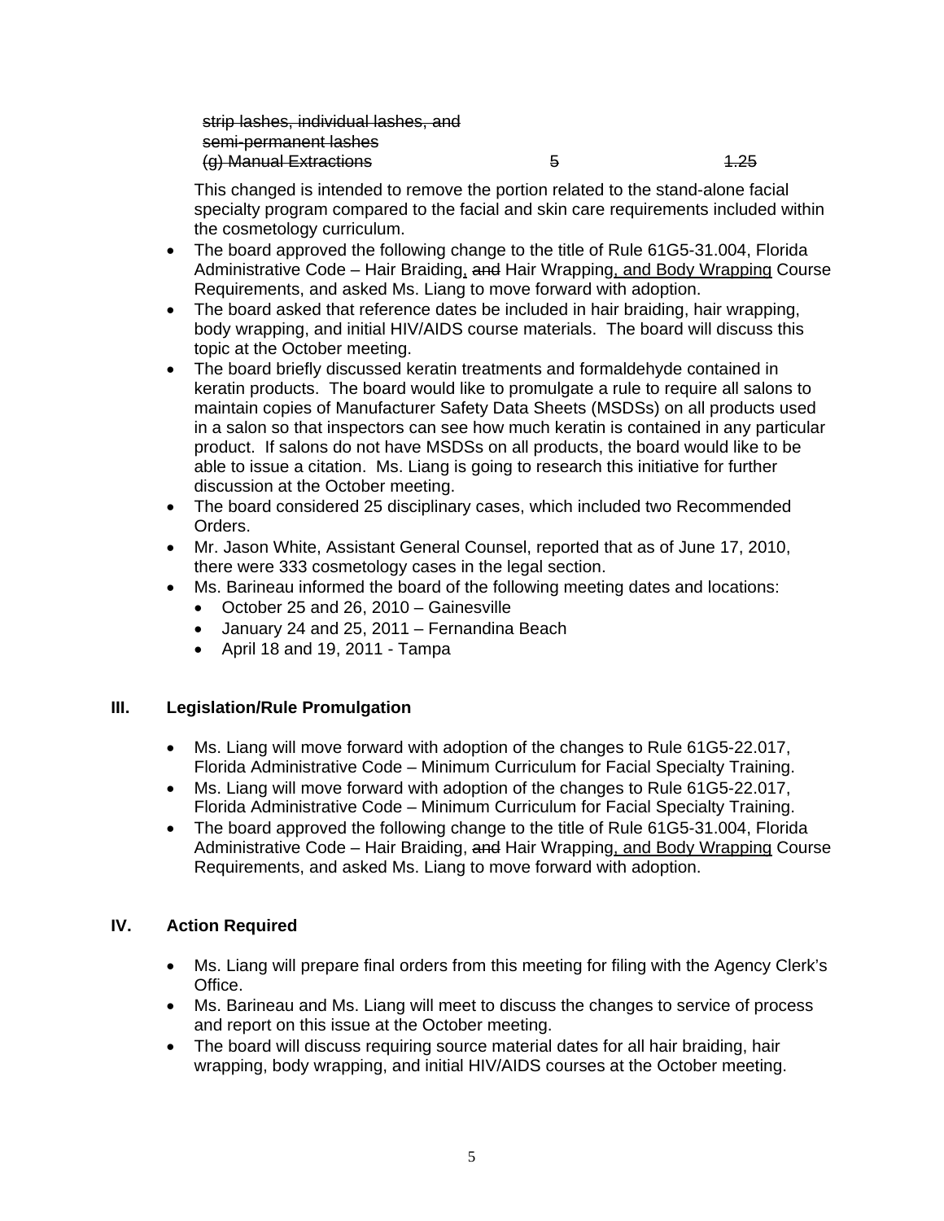~~strip lashes, individual lashes, and semi-permanent lashes~~

| | | |
|---|---|---|
| ~~(g) Manual Extractions~~ | ~~5~~ | ~~1.25~~ |

This changed is intended to remove the portion related to the stand-alone facial specialty program compared to the facial and skin care requirements included within the cosmetology curriculum.

- The board approved the following change to the title of Rule 61G5-31.004, Florida Administrative Code – Hair Braiding, ~~and~~ Hair Wrapping, and Body Wrapping Course Requirements, and asked Ms. Liang to move forward with adoption.
- The board asked that reference dates be included in hair braiding, hair wrapping, body wrapping, and initial HIV/AIDS course materials. The board will discuss this topic at the October meeting.
- The board briefly discussed keratin treatments and formaldehyde contained in keratin products. The board would like to promulgate a rule to require all salons to maintain copies of Manufacturer Safety Data Sheets (MSDSs) on all products used in a salon so that inspectors can see how much keratin is contained in any particular product. If salons do not have MSDSs on all products, the board would like to be able to issue a citation. Ms. Liang is going to research this initiative for further discussion at the October meeting.
- The board considered 25 disciplinary cases, which included two Recommended Orders.
- Mr. Jason White, Assistant General Counsel, reported that as of June 17, 2010, there were 333 cosmetology cases in the legal section.
- Ms. Barineau informed the board of the following meeting dates and locations:
  - October 25 and 26, 2010 – Gainesville
  - January 24 and 25, 2011 – Fernandina Beach
  - April 18 and 19, 2011 - Tampa

## III. Legislation/Rule Promulgation

- Ms. Liang will move forward with adoption of the changes to Rule 61G5-22.017, Florida Administrative Code – Minimum Curriculum for Facial Specialty Training.
- Ms. Liang will move forward with adoption of the changes to Rule 61G5-22.017, Florida Administrative Code – Minimum Curriculum for Facial Specialty Training.
- The board approved the following change to the title of Rule 61G5-31.004, Florida Administrative Code – Hair Braiding, ~~and~~ Hair Wrapping, and Body Wrapping Course Requirements, and asked Ms. Liang to move forward with adoption.

## IV. Action Required

- Ms. Liang will prepare final orders from this meeting for filing with the Agency Clerk's Office.
- Ms. Barineau and Ms. Liang will meet to discuss the changes to service of process and report on this issue at the October meeting.
- The board will discuss requiring source material dates for all hair braiding, hair wrapping, body wrapping, and initial HIV/AIDS courses at the October meeting.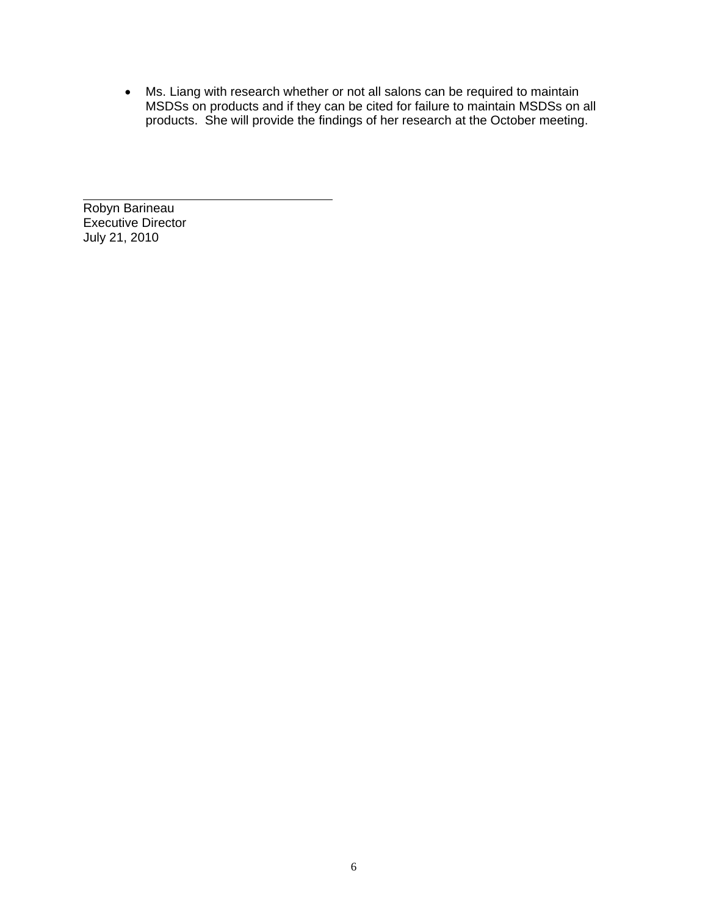- Ms. Liang with research whether or not all salons can be required to maintain MSDSs on products and if they can be cited for failure to maintain MSDSs on all products. She will provide the findings of her research at the October meeting.

\_\_\_\_\_\_\_\_\_\_\_\_\_\_\_\_\_\_\_\_\_\_\_\_\_\_\_\_\_\_\_\_\_\_\_\_

Robyn Barineau
Executive Director
July 21, 2010